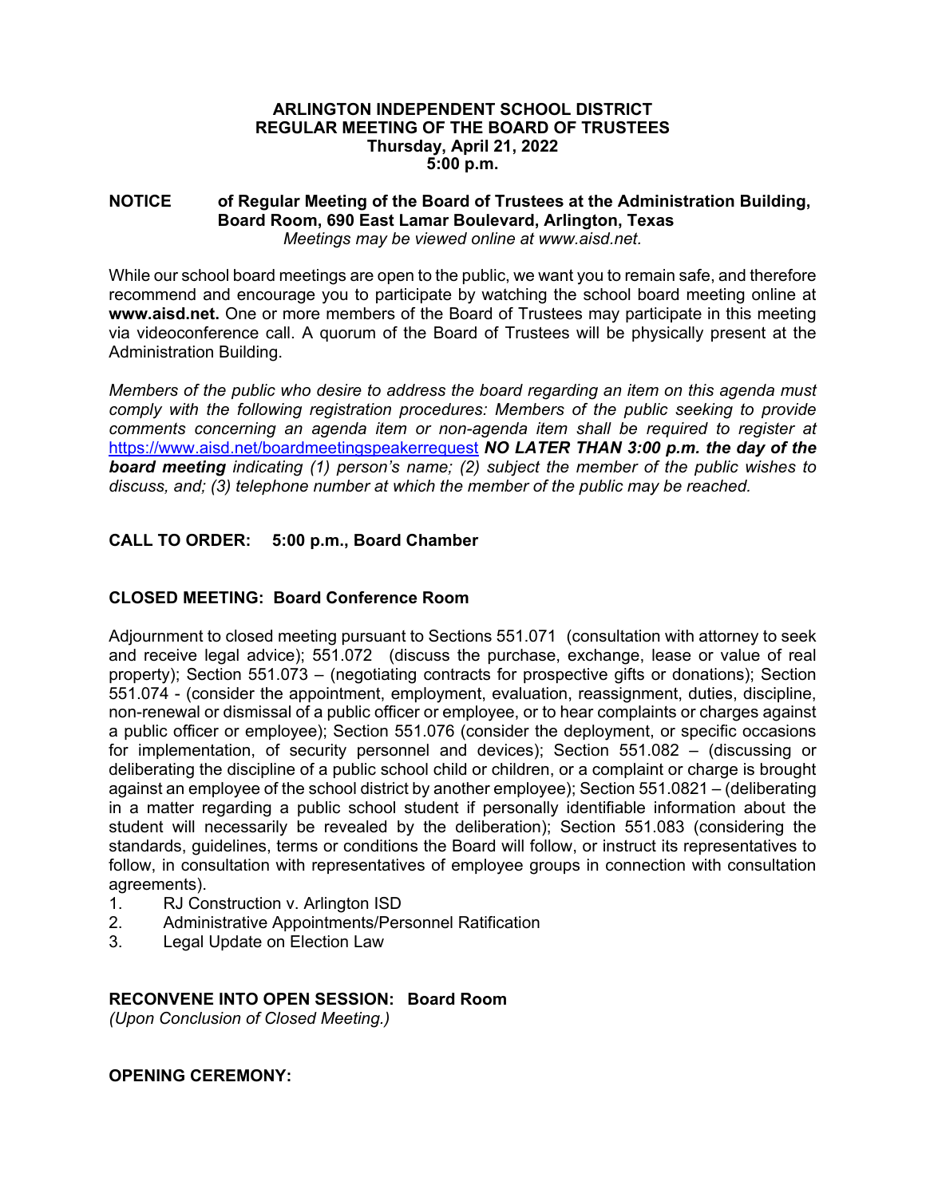# ARLINGTON INDEPENDENT SCHOOL DISTRICT
## REGULAR MEETING OF THE BOARD OF TRUSTEES
### Thursday, April 21, 2022
### 5:00 p.m.

**NOTICE** **of Regular Meeting of the Board of Trustees at the Administration Building, Board Room, 690 East Lamar Boulevard, Arlington, Texas**
*Meetings may be viewed online at www.aisd.net.*

While our school board meetings are open to the public, we want you to remain safe, and therefore recommend and encourage you to participate by watching the school board meeting online at **www.aisd.net.** One or more members of the Board of Trustees may participate in this meeting via videoconference call. A quorum of the Board of Trustees will be physically present at the Administration Building.

*Members of the public who desire to address the board regarding an item on this agenda must comply with the following registration procedures: Members of the public seeking to provide comments concerning an agenda item or non-agenda item shall be required to register at* [https://www.aisd.net/boardmeetingspeakerrequest](https://www.aisd.net/boardmeetingspeakerrequest) ***NO LATER THAN 3:00 p.m. the day of the board meeting*** *indicating (1) person's name; (2) subject the member of the public wishes to discuss, and; (3) telephone number at which the member of the public may be reached.*

**CALL TO ORDER: 5:00 p.m., Board Chamber**

**CLOSED MEETING: Board Conference Room**

Adjournment to closed meeting pursuant to Sections 551.071 (consultation with attorney to seek and receive legal advice); 551.072 (discuss the purchase, exchange, lease or value of real property); Section 551.073 – (negotiating contracts for prospective gifts or donations); Section 551.074 - (consider the appointment, employment, evaluation, reassignment, duties, discipline, non-renewal or dismissal of a public officer or employee, or to hear complaints or charges against a public officer or employee); Section 551.076 (consider the deployment, or specific occasions for implementation, of security personnel and devices); Section 551.082 – (discussing or deliberating the discipline of a public school child or children, or a complaint or charge is brought against an employee of the school district by another employee); Section 551.0821 – (deliberating in a matter regarding a public school student if personally identifiable information about the student will necessarily be revealed by the deliberation); Section 551.083 (considering the standards, guidelines, terms or conditions the Board will follow, or instruct its representatives to follow, in consultation with representatives of employee groups in connection with consultation agreements).

1. RJ Construction v. Arlington ISD
2. Administrative Appointments/Personnel Ratification
3. Legal Update on Election Law

**RECONVENE INTO OPEN SESSION: Board Room**
*(Upon Conclusion of Closed Meeting.)*

**OPENING CEREMONY:**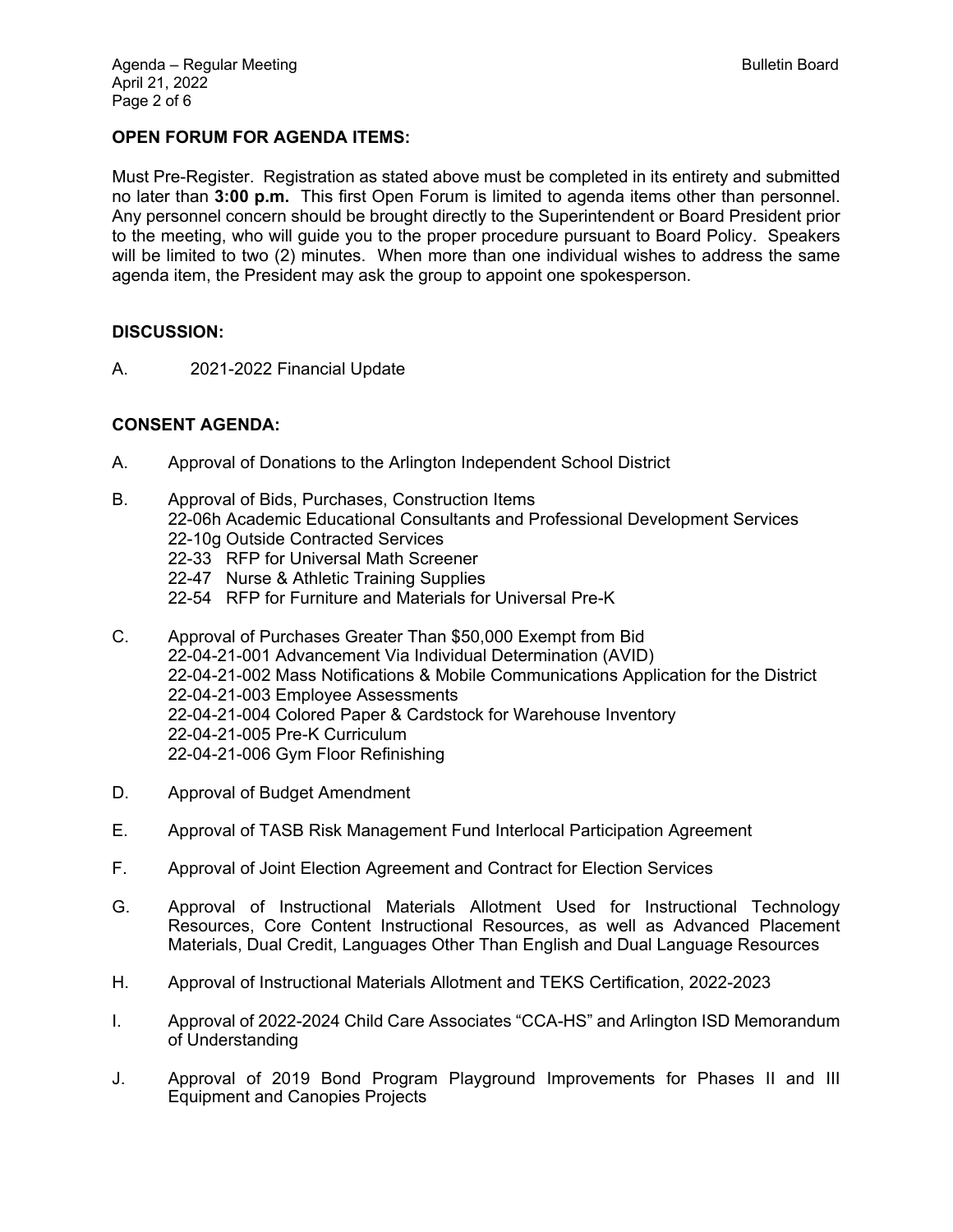**OPEN FORUM FOR AGENDA ITEMS:**

Must Pre-Register. Registration as stated above must be completed in its entirety and submitted no later than **3:00 p.m.** This first Open Forum is limited to agenda items other than personnel. Any personnel concern should be brought directly to the Superintendent or Board President prior to the meeting, who will guide you to the proper procedure pursuant to Board Policy. Speakers will be limited to two (2) minutes. When more than one individual wishes to address the same agenda item, the President may ask the group to appoint one spokesperson.

**DISCUSSION:**

A. 2021-2022 Financial Update

**CONSENT AGENDA:**

A. Approval of Donations to the Arlington Independent School District

B. Approval of Bids, Purchases, Construction Items
   22-06h Academic Educational Consultants and Professional Development Services
   22-10g Outside Contracted Services
   22-33 RFP for Universal Math Screener
   22-47 Nurse & Athletic Training Supplies
   22-54 RFP for Furniture and Materials for Universal Pre-K

C. Approval of Purchases Greater Than $50,000 Exempt from Bid
   22-04-21-001 Advancement Via Individual Determination (AVID)
   22-04-21-002 Mass Notifications & Mobile Communications Application for the District
   22-04-21-003 Employee Assessments
   22-04-21-004 Colored Paper & Cardstock for Warehouse Inventory
   22-04-21-005 Pre-K Curriculum
   22-04-21-006 Gym Floor Refinishing

D. Approval of Budget Amendment

E. Approval of TASB Risk Management Fund Interlocal Participation Agreement

F. Approval of Joint Election Agreement and Contract for Election Services

G. Approval of Instructional Materials Allotment Used for Instructional Technology Resources, Core Content Instructional Resources, as well as Advanced Placement Materials, Dual Credit, Languages Other Than English and Dual Language Resources

H. Approval of Instructional Materials Allotment and TEKS Certification, 2022-2023

I. Approval of 2022-2024 Child Care Associates "CCA-HS" and Arlington ISD Memorandum of Understanding

J. Approval of 2019 Bond Program Playground Improvements for Phases II and III Equipment and Canopies Projects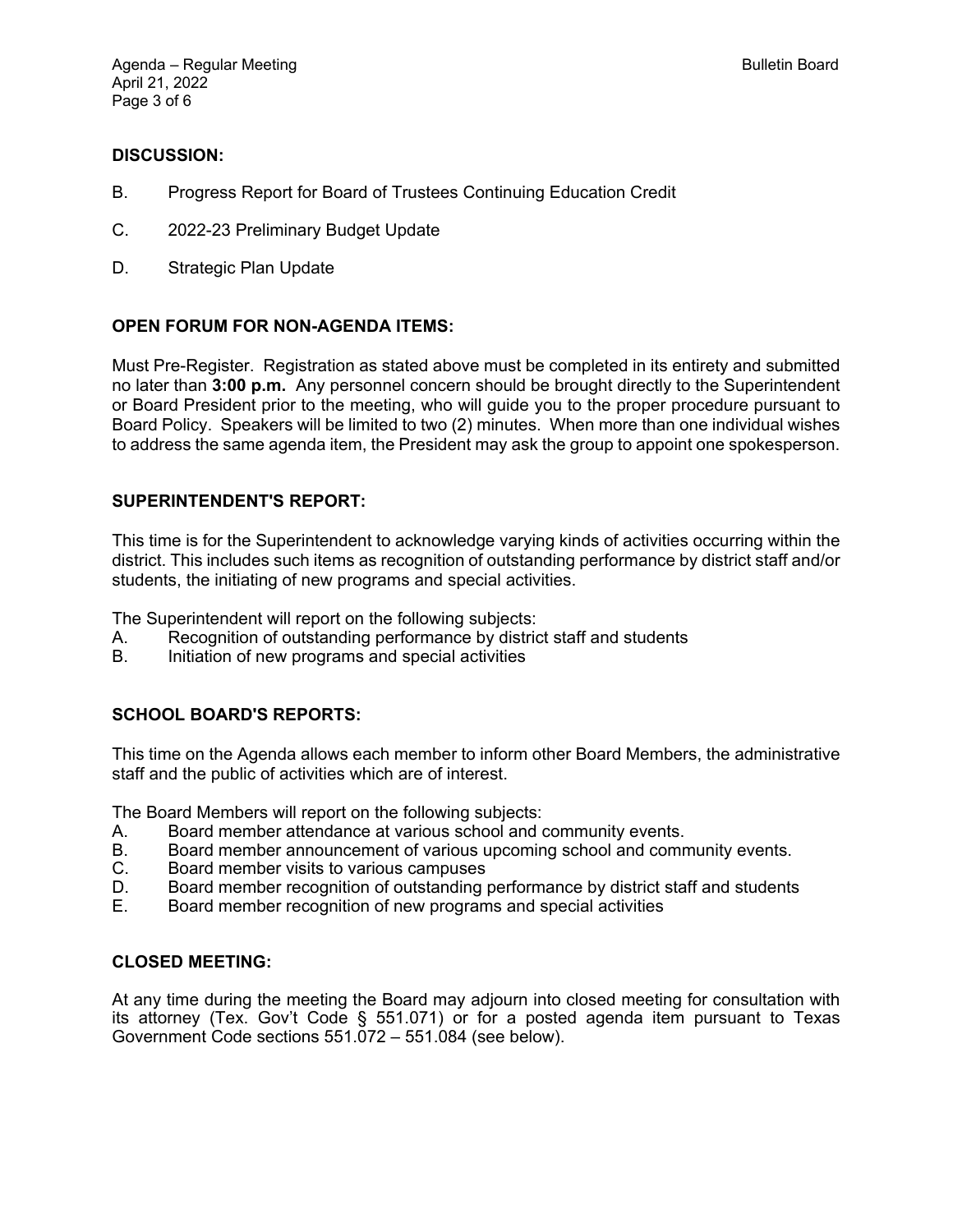## DISCUSSION:

B. Progress Report for Board of Trustees Continuing Education Credit

C. 2022-23 Preliminary Budget Update

D. Strategic Plan Update

## OPEN FORUM FOR NON-AGENDA ITEMS:

Must Pre-Register. Registration as stated above must be completed in its entirety and submitted no later than **3:00 p.m.** Any personnel concern should be brought directly to the Superintendent or Board President prior to the meeting, who will guide you to the proper procedure pursuant to Board Policy. Speakers will be limited to two (2) minutes. When more than one individual wishes to address the same agenda item, the President may ask the group to appoint one spokesperson.

## SUPERINTENDENT'S REPORT:

This time is for the Superintendent to acknowledge varying kinds of activities occurring within the district. This includes such items as recognition of outstanding performance by district staff and/or students, the initiating of new programs and special activities.

The Superintendent will report on the following subjects:

A. Recognition of outstanding performance by district staff and students
B. Initiation of new programs and special activities

## SCHOOL BOARD'S REPORTS:

This time on the Agenda allows each member to inform other Board Members, the administrative staff and the public of activities which are of interest.

The Board Members will report on the following subjects:

A. Board member attendance at various school and community events.
B. Board member announcement of various upcoming school and community events.
C. Board member visits to various campuses
D. Board member recognition of outstanding performance by district staff and students
E. Board member recognition of new programs and special activities

## CLOSED MEETING:

At any time during the meeting the Board may adjourn into closed meeting for consultation with its attorney (Tex. Gov't Code § 551.071) or for a posted agenda item pursuant to Texas Government Code sections 551.072 – 551.084 (see below).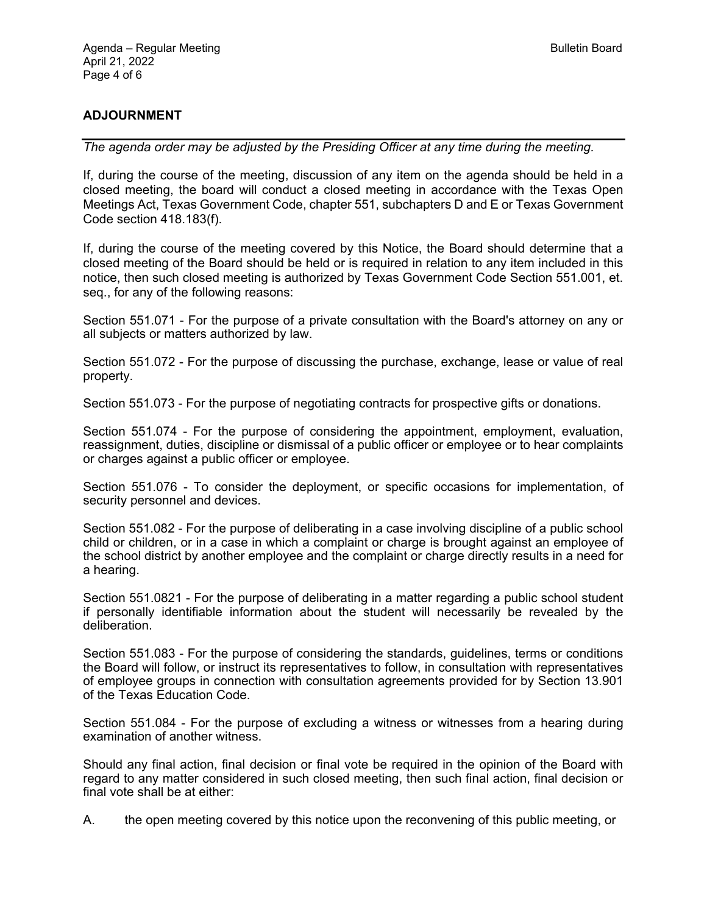## ADJOURNMENT

---

*The agenda order may be adjusted by the Presiding Officer at any time during the meeting.*

If, during the course of the meeting, discussion of any item on the agenda should be held in a closed meeting, the board will conduct a closed meeting in accordance with the Texas Open Meetings Act, Texas Government Code, chapter 551, subchapters D and E or Texas Government Code section 418.183(f).

If, during the course of the meeting covered by this Notice, the Board should determine that a closed meeting of the Board should be held or is required in relation to any item included in this notice, then such closed meeting is authorized by Texas Government Code Section 551.001, et. seq., for any of the following reasons:

Section 551.071 - For the purpose of a private consultation with the Board's attorney on any or all subjects or matters authorized by law.

Section 551.072 - For the purpose of discussing the purchase, exchange, lease or value of real property.

Section 551.073 - For the purpose of negotiating contracts for prospective gifts or donations.

Section 551.074 - For the purpose of considering the appointment, employment, evaluation, reassignment, duties, discipline or dismissal of a public officer or employee or to hear complaints or charges against a public officer or employee.

Section 551.076 - To consider the deployment, or specific occasions for implementation, of security personnel and devices.

Section 551.082 - For the purpose of deliberating in a case involving discipline of a public school child or children, or in a case in which a complaint or charge is brought against an employee of the school district by another employee and the complaint or charge directly results in a need for a hearing.

Section 551.0821 - For the purpose of deliberating in a matter regarding a public school student if personally identifiable information about the student will necessarily be revealed by the deliberation.

Section 551.083 - For the purpose of considering the standards, guidelines, terms or conditions the Board will follow, or instruct its representatives to follow, in consultation with representatives of employee groups in connection with consultation agreements provided for by Section 13.901 of the Texas Education Code.

Section 551.084 - For the purpose of excluding a witness or witnesses from a hearing during examination of another witness.

Should any final action, final decision or final vote be required in the opinion of the Board with regard to any matter considered in such closed meeting, then such final action, final decision or final vote shall be at either:

A. the open meeting covered by this notice upon the reconvening of this public meeting, or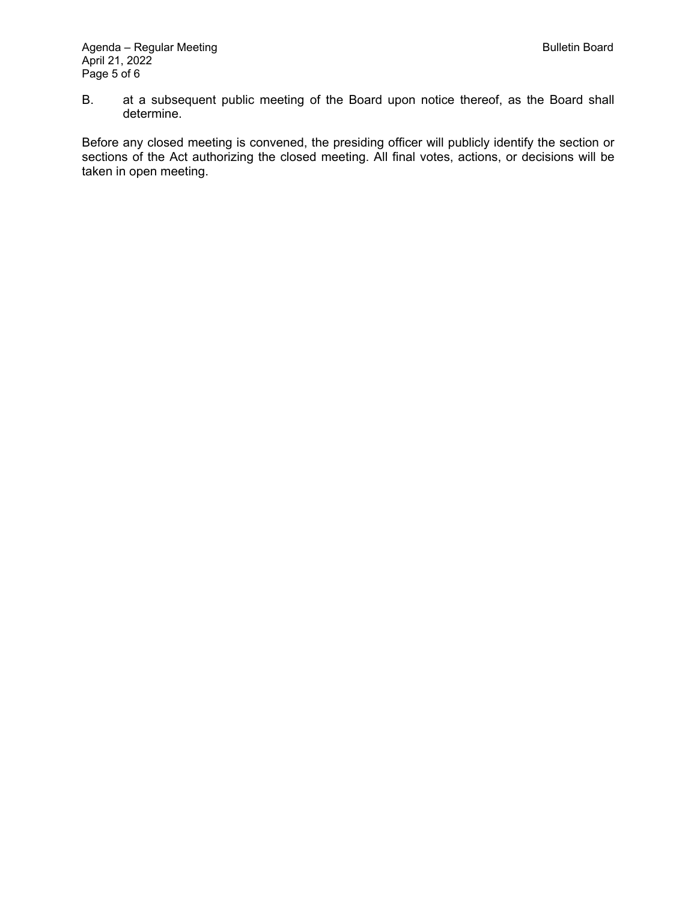B. at a subsequent public meeting of the Board upon notice thereof, as the Board shall determine.

Before any closed meeting is convened, the presiding officer will publicly identify the section or sections of the Act authorizing the closed meeting. All final votes, actions, or decisions will be taken in open meeting.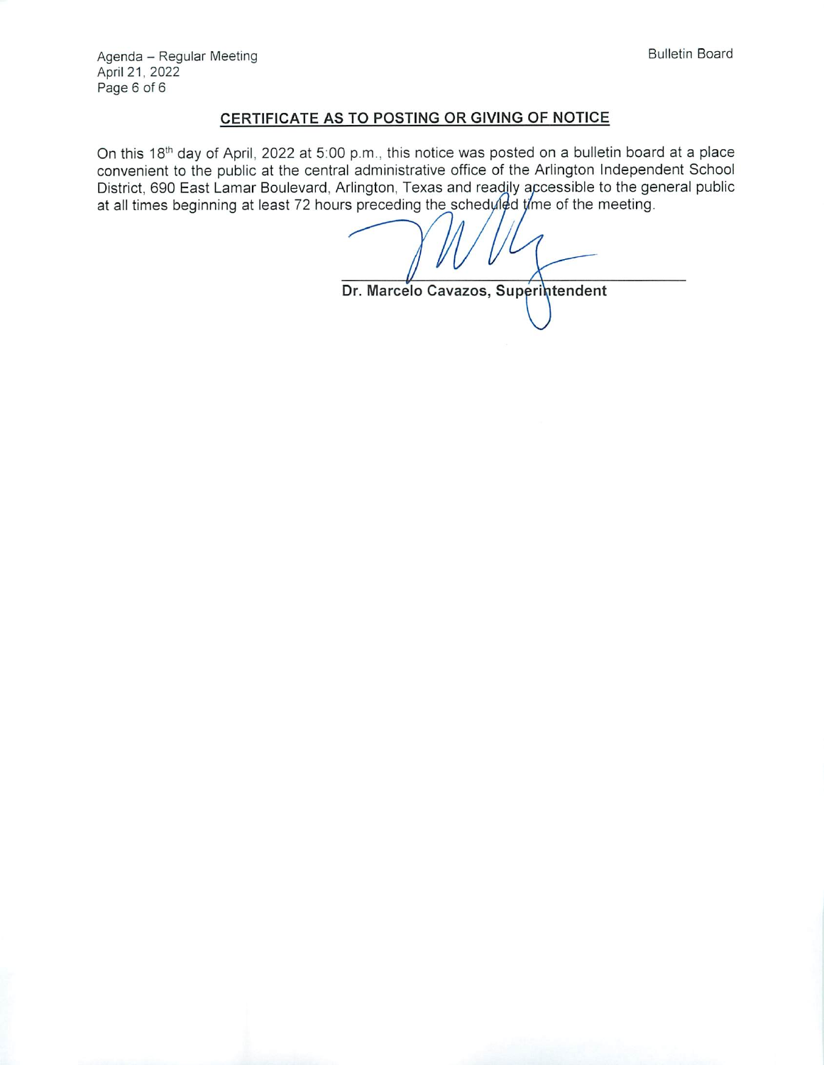## CERTIFICATE AS TO POSTING OR GIVING OF NOTICE

On this 18th day of April, 2022 at 5:00 p.m., this notice was posted on a bulletin board at a place convenient to the public at the central administrative office of the Arlington Independent School District, 690 East Lamar Boulevard, Arlington, Texas and readily accessible to the general public at all times beginning at least 72 hours preceding the scheduled time of the meeting.

**Dr. Marcelo Cavazos, Superintendent**